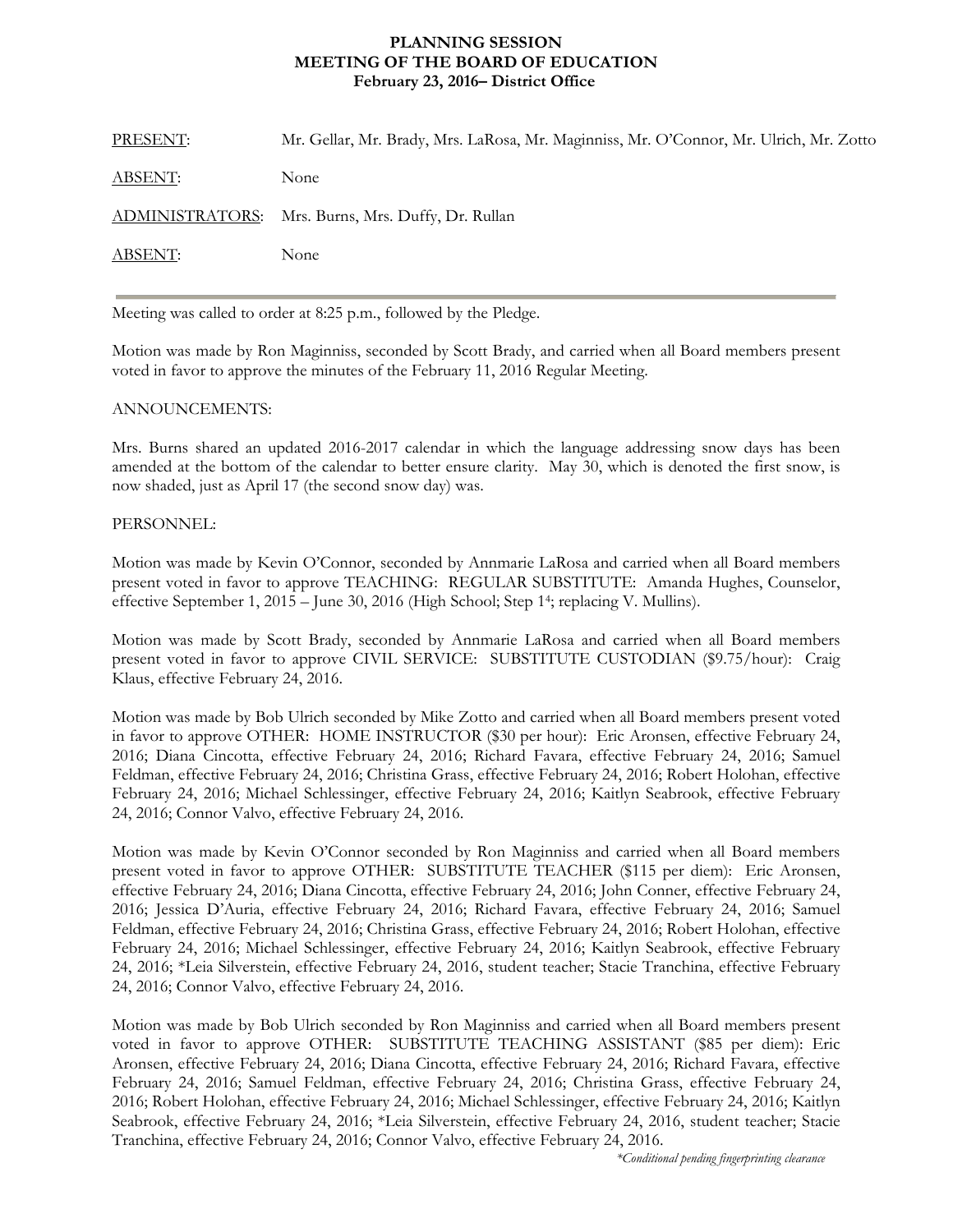**PLANNING SESSION**
**MEETING OF THE BOARD OF EDUCATION**
**February 23, 2016– District Office**

PRESENT: Mr. Gellar, Mr. Brady, Mrs. LaRosa, Mr. Maginniss, Mr. O'Connor, Mr. Ulrich, Mr. Zotto

ABSENT: None

ADMINISTRATORS: Mrs. Burns, Mrs. Duffy, Dr. Rullan

ABSENT: None

---

Meeting was called to order at 8:25 p.m., followed by the Pledge.

Motion was made by Ron Maginniss, seconded by Scott Brady, and carried when all Board members present voted in favor to approve the minutes of the February 11, 2016 Regular Meeting.

ANNOUNCEMENTS:

Mrs. Burns shared an updated 2016-2017 calendar in which the language addressing snow days has been amended at the bottom of the calendar to better ensure clarity. May 30, which is denoted the first snow, is now shaded, just as April 17 (the second snow day) was.

PERSONNEL:

Motion was made by Kevin O'Connor, seconded by Annmarie LaRosa and carried when all Board members present voted in favor to approve TEACHING: REGULAR SUBSTITUTE: Amanda Hughes, Counselor, effective September 1, 2015 – June 30, 2016 (High School; Step 1[4]; replacing V. Mullins).

Motion was made by Scott Brady, seconded by Annmarie LaRosa and carried when all Board members present voted in favor to approve CIVIL SERVICE: SUBSTITUTE CUSTODIAN ($9.75/hour): Craig Klaus, effective February 24, 2016.

Motion was made by Bob Ulrich seconded by Mike Zotto and carried when all Board members present voted in favor to approve OTHER: HOME INSTRUCTOR ($30 per hour): Eric Aronsen, effective February 24, 2016; Diana Cincotta, effective February 24, 2016; Richard Favara, effective February 24, 2016; Samuel Feldman, effective February 24, 2016; Christina Grass, effective February 24, 2016; Robert Holohan, effective February 24, 2016; Michael Schlessinger, effective February 24, 2016; Kaitlyn Seabrook, effective February 24, 2016; Connor Valvo, effective February 24, 2016.

Motion was made by Kevin O'Connor seconded by Ron Maginniss and carried when all Board members present voted in favor to approve OTHER: SUBSTITUTE TEACHER ($115 per diem): Eric Aronsen, effective February 24, 2016; Diana Cincotta, effective February 24, 2016; John Conner, effective February 24, 2016; Jessica D'Auria, effective February 24, 2016; Richard Favara, effective February 24, 2016; Samuel Feldman, effective February 24, 2016; Christina Grass, effective February 24, 2016; Robert Holohan, effective February 24, 2016; Michael Schlessinger, effective February 24, 2016; Kaitlyn Seabrook, effective February 24, 2016; *Leia Silverstein, effective February 24, 2016, student teacher; Stacie Tranchina, effective February 24, 2016; Connor Valvo, effective February 24, 2016.

Motion was made by Bob Ulrich seconded by Ron Maginniss and carried when all Board members present voted in favor to approve OTHER: SUBSTITUTE TEACHING ASSISTANT ($85 per diem): Eric Aronsen, effective February 24, 2016; Diana Cincotta, effective February 24, 2016; Richard Favara, effective February 24, 2016; Samuel Feldman, effective February 24, 2016; Christina Grass, effective February 24, 2016; Robert Holohan, effective February 24, 2016; Michael Schlessinger, effective February 24, 2016; Kaitlyn Seabrook, effective February 24, 2016; *Leia Silverstein, effective February 24, 2016, student teacher; Stacie Tranchina, effective February 24, 2016; Connor Valvo, effective February 24, 2016.

*\*Conditional pending fingerprinting clearance*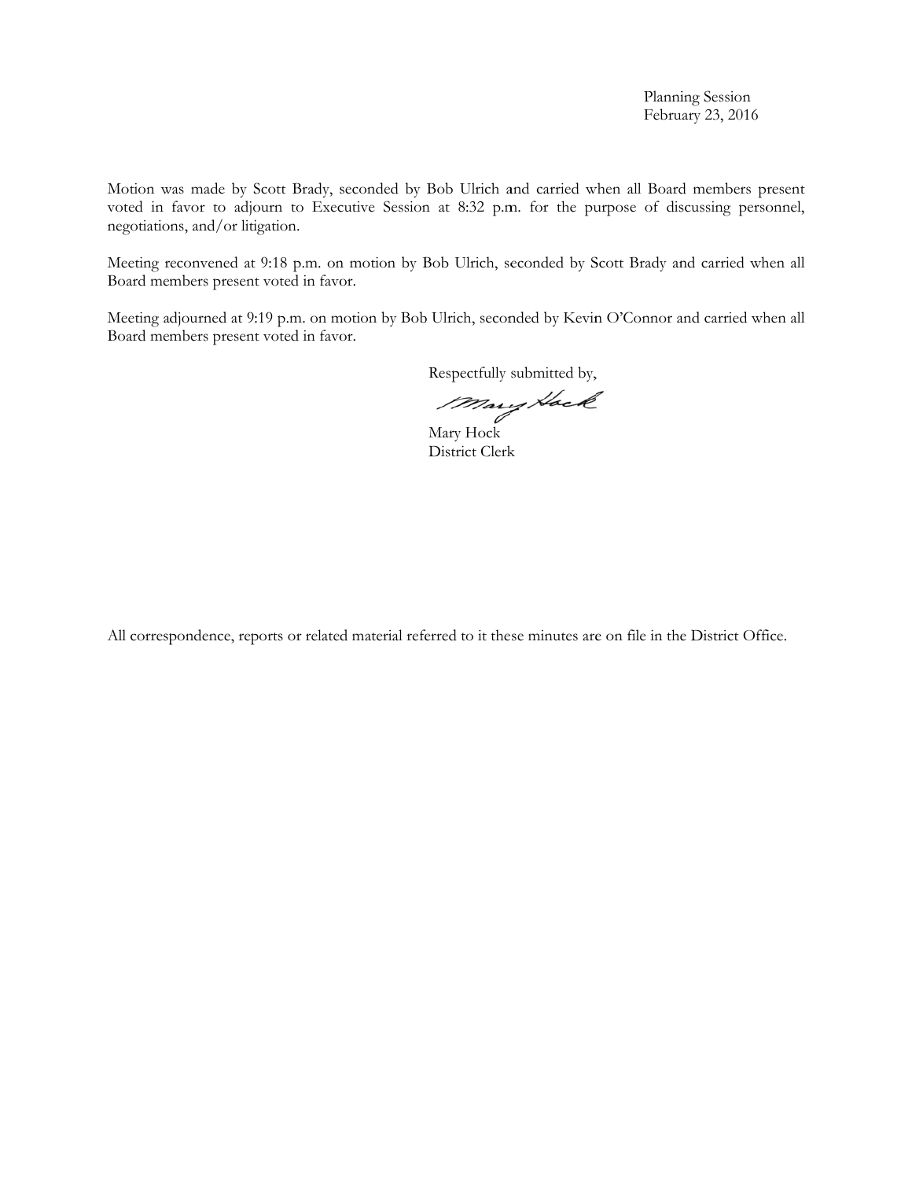Motion was made by Scott Brady, seconded by Bob Ulrich and carried when all Board members present voted in favor to adjourn to Executive Session at 8:32 p.m. for the purpose of discussing personnel, negotiations, and/or litigation.

Meeting reconvened at 9:18 p.m. on motion by Bob Ulrich, seconded by Scott Brady and carried when all Board members present voted in favor.

Meeting adjourned at 9:19 p.m. on motion by Bob Ulrich, seconded by Kevin O'Connor and carried when all Board members present voted in favor.

Respectfully submitted by,

Mary Hock

Mary Hock
District Clerk

All correspondence, reports or related material referred to it these minutes are on file in the District Office.